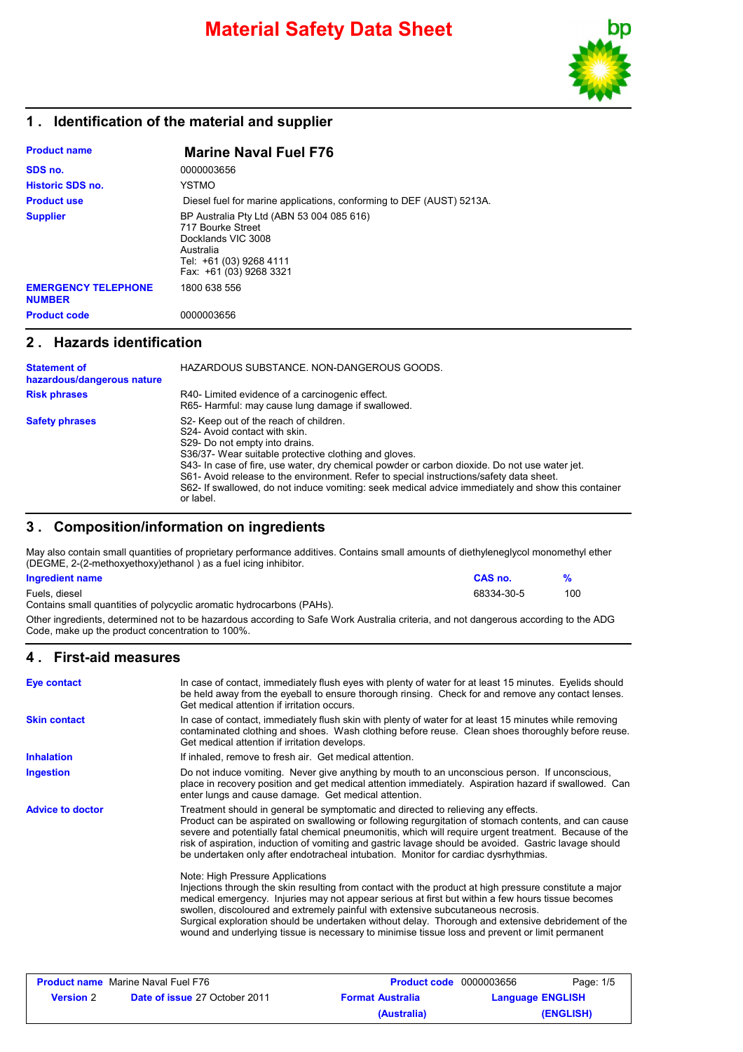# Material Safety Data Sheet

## 1 . Identification of the material and supplier

| | |
|---|---|
| **Product name** | **Marine Naval Fuel F76** |
| **SDS no.** | 0000003656 |
| **Historic SDS no.** | YSTMO |
| **Product use** | Diesel fuel for marine applications, conforming to DEF (AUST) 5213A. |
| **Supplier** | BP Australia Pty Ltd (ABN 53 004 085 616)<br>717 Bourke Street<br>Docklands VIC 3008<br>Australia<br>Tel: +61 (03) 9268 4111<br>Fax: +61 (03) 9268 3321 |
| **EMERGENCY TELEPHONE NUMBER** | 1800 638 556 |
| **Product code** | 0000003656 |

## 2 . Hazards identification

| | |
|---|---|
| **Statement of hazardous/dangerous nature** | HAZARDOUS SUBSTANCE. NON-DANGEROUS GOODS. |
| **Risk phrases** | R40- Limited evidence of a carcinogenic effect.<br>R65- Harmful: may cause lung damage if swallowed. |
| **Safety phrases** | S2- Keep out of the reach of children.<br>S24- Avoid contact with skin.<br>S29- Do not empty into drains.<br>S36/37- Wear suitable protective clothing and gloves.<br>S43- In case of fire, use water, dry chemical powder or carbon dioxide. Do not use water jet.<br>S61- Avoid release to the environment. Refer to special instructions/safety data sheet.<br>S62- If swallowed, do not induce vomiting: seek medical advice immediately and show this container or label. |

## 3 . Composition/information on ingredients

May also contain small quantities of proprietary performance additives. Contains small amounts of diethyleneglycol monomethyl ether (DEGME, 2-(2-methoxyethoxy)ethanol ) as a fuel icing inhibitor.

| Ingredient name | CAS no. | % |
|---|---|---|
| Fuels, diesel<br>Contains small quantities of polycyclic aromatic hydrocarbons (PAHs). | 68334-30-5 | 100 |

Other ingredients, determined not to be hazardous according to Safe Work Australia criteria, and not dangerous according to the ADG Code, make up the product concentration to 100%.

## 4 . First-aid measures

| | |
|---|---|
| **Eye contact** | In case of contact, immediately flush eyes with plenty of water for at least 15 minutes. Eyelids should be held away from the eyeball to ensure thorough rinsing. Check for and remove any contact lenses. Get medical attention if irritation occurs. |
| **Skin contact** | In case of contact, immediately flush skin with plenty of water for at least 15 minutes while removing contaminated clothing and shoes. Wash clothing before reuse. Clean shoes thoroughly before reuse. Get medical attention if irritation develops. |
| **Inhalation** | If inhaled, remove to fresh air. Get medical attention. |
| **Ingestion** | Do not induce vomiting. Never give anything by mouth to an unconscious person. If unconscious, place in recovery position and get medical attention immediately. Aspiration hazard if swallowed. Can enter lungs and cause damage. Get medical attention. |
| **Advice to doctor** | Treatment should in general be symptomatic and directed to relieving any effects.<br>Product can be aspirated on swallowing or following regurgitation of stomach contents, and can cause severe and potentially fatal chemical pneumonitis, which will require urgent treatment. Because of the risk of aspiration, induction of vomiting and gastric lavage should be avoided. Gastric lavage should be undertaken only after endotracheal intubation. Monitor for cardiac dysrhythmias.<br><br>Note: High Pressure Applications<br>Injections through the skin resulting from contact with the product at high pressure constitute a major medical emergency. Injuries may not appear serious at first but within a few hours tissue becomes swollen, discoloured and extremely painful with extensive subcutaneous necrosis.<br>Surgical exploration should be undertaken without delay. Thorough and extensive debridement of the wound and underlying tissue is necessary to minimise tissue loss and prevent or limit permanent |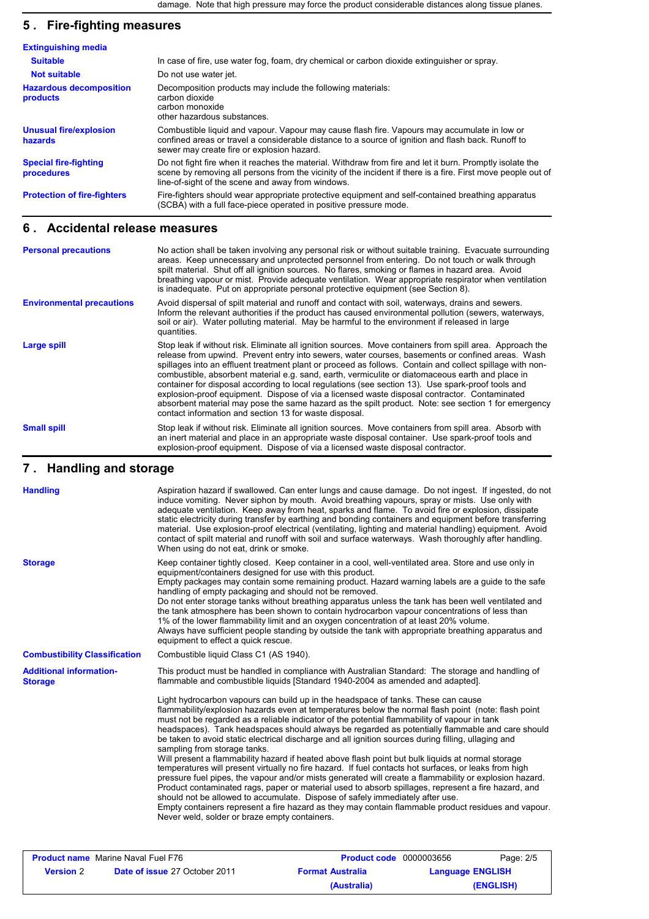damage. Note that high pressure may force the product considerable distances along tissue planes.

## 5 . Fire-fighting measures

**Extinguishing media**

| | |
|---|---|
| **Suitable** | In case of fire, use water fog, foam, dry chemical or carbon dioxide extinguisher or spray. |
| **Not suitable** | Do not use water jet. |
| **Hazardous decomposition products** | Decomposition products may include the following materials:<br>carbon dioxide<br>carbon monoxide<br>other hazardous substances. |
| **Unusual fire/explosion hazards** | Combustible liquid and vapour. Vapour may cause flash fire. Vapours may accumulate in low or confined areas or travel a considerable distance to a source of ignition and flash back. Runoff to sewer may create fire or explosion hazard. |
| **Special fire-fighting procedures** | Do not fight fire when it reaches the material. Withdraw from fire and let it burn. Promptly isolate the scene by removing all persons from the vicinity of the incident if there is a fire. First move people out of line-of-sight of the scene and away from windows. |
| **Protection of fire-fighters** | Fire-fighters should wear appropriate protective equipment and self-contained breathing apparatus (SCBA) with a full face-piece operated in positive pressure mode. |

## 6 . Accidental release measures

| | |
|---|---|
| **Personal precautions** | No action shall be taken involving any personal risk or without suitable training. Evacuate surrounding areas. Keep unnecessary and unprotected personnel from entering. Do not touch or walk through spilt material. Shut off all ignition sources. No flares, smoking or flames in hazard area. Avoid breathing vapour or mist. Provide adequate ventilation. Wear appropriate respirator when ventilation is inadequate. Put on appropriate personal protective equipment (see Section 8). |
| **Environmental precautions** | Avoid dispersal of spilt material and runoff and contact with soil, waterways, drains and sewers. Inform the relevant authorities if the product has caused environmental pollution (sewers, waterways, soil or air). Water polluting material. May be harmful to the environment if released in large quantities. |
| **Large spill** | Stop leak if without risk. Eliminate all ignition sources. Move containers from spill area. Approach the release from upwind. Prevent entry into sewers, water courses, basements or confined areas. Wash spillages into an effluent treatment plant or proceed as follows. Contain and collect spillage with non-combustible, absorbent material e.g. sand, earth, vermiculite or diatomaceous earth and place in container for disposal according to local regulations (see section 13). Use spark-proof tools and explosion-proof equipment. Dispose of via a licensed waste disposal contractor. Contaminated absorbent material may pose the same hazard as the spilt product. Note: see section 1 for emergency contact information and section 13 for waste disposal. |
| **Small spill** | Stop leak if without risk. Eliminate all ignition sources. Move containers from spill area. Absorb with an inert material and place in an appropriate waste disposal container. Use spark-proof tools and explosion-proof equipment. Dispose of via a licensed waste disposal contractor. |

## 7 . Handling and storage

| | |
|---|---|
| **Handling** | Aspiration hazard if swallowed. Can enter lungs and cause damage. Do not ingest. If ingested, do not induce vomiting. Never siphon by mouth. Avoid breathing vapours, spray or mists. Use only with adequate ventilation. Keep away from heat, sparks and flame. To avoid fire or explosion, dissipate static electricity during transfer by earthing and bonding containers and equipment before transferring material. Use explosion-proof electrical (ventilating, lighting and material handling) equipment. Avoid contact of spilt material and runoff with soil and surface waterways. Wash thoroughly after handling. When using do not eat, drink or smoke. |
| **Storage** | Keep container tightly closed. Keep container in a cool, well-ventilated area. Store and use only in equipment/containers designed for use with this product.<br>Empty packages may contain some remaining product. Hazard warning labels are a guide to the safe handling of empty packaging and should not be removed.<br>Do not enter storage tanks without breathing apparatus unless the tank has been well ventilated and the tank atmosphere has been shown to contain hydrocarbon vapour concentrations of less than 1% of the lower flammability limit and an oxygen concentration of at least 20% volume.<br>Always have sufficient people standing by outside the tank with appropriate breathing apparatus and equipment to effect a quick rescue. |
| **Combustibility Classification** | Combustible liquid Class C1 (AS 1940). |
| **Additional information-Storage** | This product must be handled in compliance with Australian Standard: The storage and handling of flammable and combustible liquids [Standard 1940-2004 as amended and adapted].<br><br>Light hydrocarbon vapours can build up in the headspace of tanks. These can cause flammability/explosion hazards even at temperatures below the normal flash point (note: flash point must not be regarded as a reliable indicator of the potential flammability of vapour in tank headspaces). Tank headspaces should always be regarded as potentially flammable and care should be taken to avoid static electrical discharge and all ignition sources during filling, ullaging and sampling from storage tanks.<br>Will present a flammability hazard if heated above flash point but bulk liquids at normal storage temperatures will present virtually no fire hazard. If fuel contacts hot surfaces, or leaks from high pressure fuel pipes, the vapour and/or mists generated will create a flammability or explosion hazard.<br>Product contaminated rags, paper or material used to absorb spillages, represent a fire hazard, and should not be allowed to accumulate. Dispose of safely immediately after use.<br>Empty containers represent a fire hazard as they may contain flammable product residues and vapour. Never weld, solder or braze empty containers. |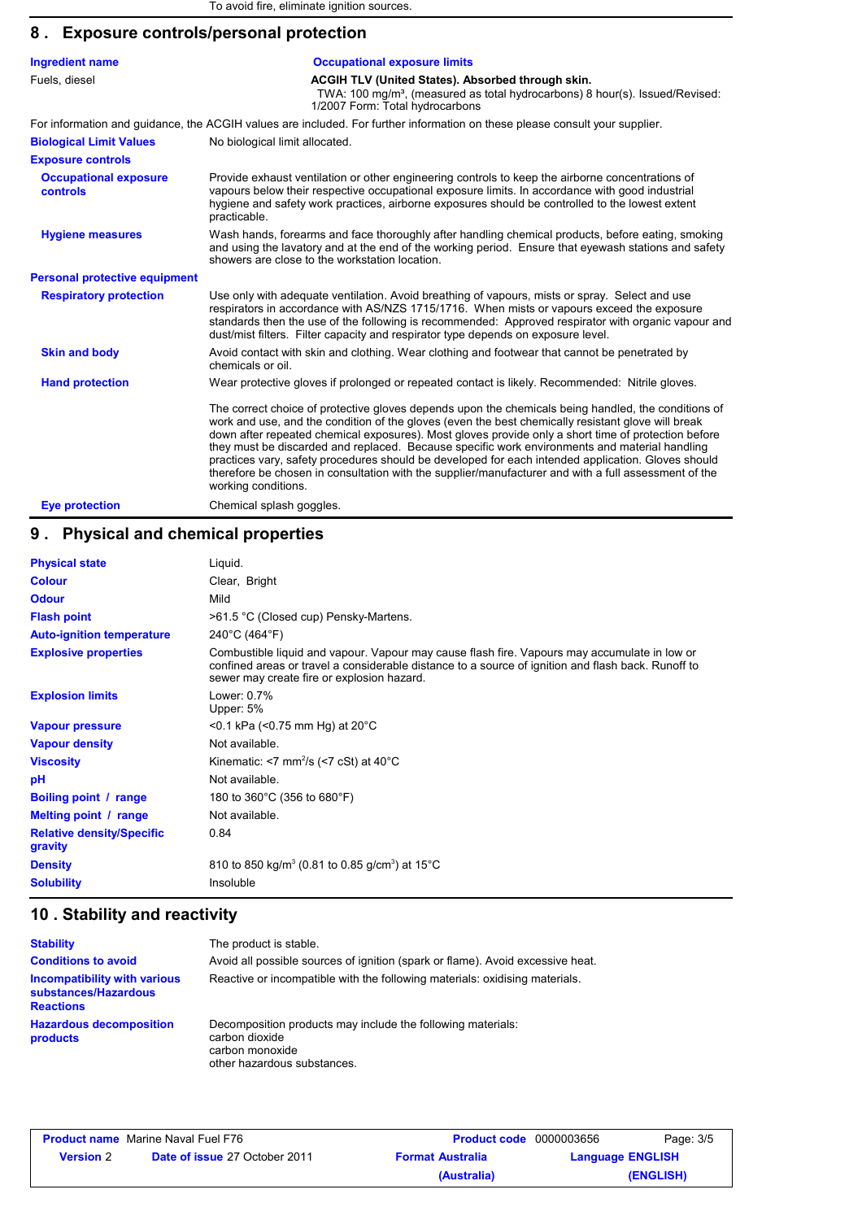To avoid fire, eliminate ignition sources.

## 8 . Exposure controls/personal protection

| Ingredient name | Occupational exposure limits |
| --- | --- |
| Fuels, diesel | **ACGIH TLV (United States). Absorbed through skin.** TWA: 100 mg/m³, (measured as total hydrocarbons) 8 hour(s). Issued/Revised: 1/2007 Form: Total hydrocarbons |

For information and guidance, the ACGIH values are included. For further information on these please consult your supplier.

**Biological Limit Values**: No biological limit allocated.

**Exposure controls**

**Occupational exposure controls**: Provide exhaust ventilation or other engineering controls to keep the airborne concentrations of vapours below their respective occupational exposure limits. In accordance with good industrial hygiene and safety work practices, airborne exposures should be controlled to the lowest extent practicable.

**Hygiene measures**: Wash hands, forearms and face thoroughly after handling chemical products, before eating, smoking and using the lavatory and at the end of the working period. Ensure that eyewash stations and safety showers are close to the workstation location.

**Personal protective equipment**

**Respiratory protection**: Use only with adequate ventilation. Avoid breathing of vapours, mists or spray. Select and use respirators in accordance with AS/NZS 1715/1716. When mists or vapours exceed the exposure standards then the use of the following is recommended: Approved respirator with organic vapour and dust/mist filters. Filter capacity and respirator type depends on exposure level.

**Skin and body**: Avoid contact with skin and clothing. Wear clothing and footwear that cannot be penetrated by chemicals or oil.

**Hand protection**: Wear protective gloves if prolonged or repeated contact is likely. Recommended: Nitrile gloves.

The correct choice of protective gloves depends upon the chemicals being handled, the conditions of work and use, and the condition of the gloves (even the best chemically resistant glove will break down after repeated chemical exposures). Most gloves provide only a short time of protection before they must be discarded and replaced. Because specific work environments and material handling practices vary, safety procedures should be developed for each intended application. Gloves should therefore be chosen in consultation with the supplier/manufacturer and with a full assessment of the working conditions.

**Eye protection**: Chemical splash goggles.

## 9 . Physical and chemical properties

| Property | Value |
| --- | --- |
| Physical state | Liquid. |
| Colour | Clear, Bright |
| Odour | Mild |
| Flash point | >61.5 °C (Closed cup) Pensky-Martens. |
| Auto-ignition temperature | 240°C (464°F) |
| Explosive properties | Combustible liquid and vapour. Vapour may cause flash fire. Vapours may accumulate in low or confined areas or travel a considerable distance to a source of ignition and flash back. Runoff to sewer may create fire or explosion hazard. |
| Explosion limits | Lower: 0.7%<br>Upper: 5% |
| Vapour pressure | <0.1 kPa (<0.75 mm Hg) at 20°C |
| Vapour density | Not available. |
| Viscosity | Kinematic: <7 mm²/s (<7 cSt) at 40°C |
| pH | Not available. |
| Boiling point / range | 180 to 360°C (356 to 680°F) |
| Melting point / range | Not available. |
| Relative density/Specific gravity | 0.84 |
| Density | 810 to 850 kg/m³ (0.81 to 0.85 g/cm³) at 15°C |
| Solubility | Insoluble |

## 10 . Stability and reactivity

**Stability**: The product is stable.

**Conditions to avoid**: Avoid all possible sources of ignition (spark or flame). Avoid excessive heat.

**Incompatibility with various substances/Hazardous Reactions**: Reactive or incompatible with the following materials: oxidising materials.

**Hazardous decomposition products**: Decomposition products may include the following materials:
carbon dioxide
carbon monoxide
other hazardous substances.

| **Product name** Marine Naval Fuel F76 | **Product code** 0000003656 |
| --- | --- |
| **Version** 2 **Date of issue** 27 October 2011 | **Format** Australia (Australia) **Language** ENGLISH (ENGLISH) |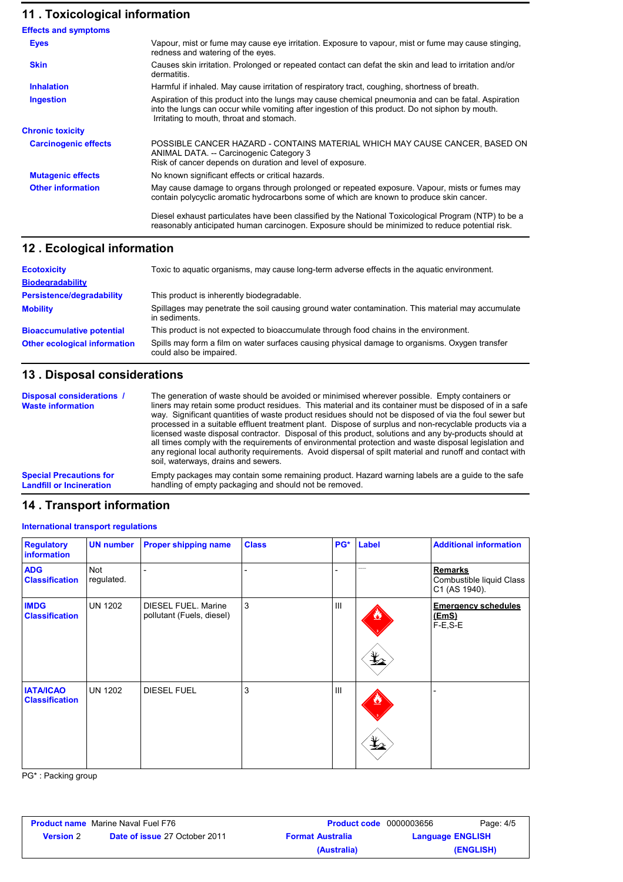## 11 . Toxicological information

### Effects and symptoms

**Eyes**
Vapour, mist or fume may cause eye irritation. Exposure to vapour, mist or fume may cause stinging, redness and watering of the eyes.

**Skin**
Causes skin irritation. Prolonged or repeated contact can defat the skin and lead to irritation and/or dermatitis.

**Inhalation**
Harmful if inhaled. May cause irritation of respiratory tract, coughing, shortness of breath.

**Ingestion**
Aspiration of this product into the lungs may cause chemical pneumonia and can be fatal. Aspiration into the lungs can occur while vomiting after ingestion of this product. Do not siphon by mouth. Irritating to mouth, throat and stomach.

### Chronic toxicity

**Carcinogenic effects**
POSSIBLE CANCER HAZARD - CONTAINS MATERIAL WHICH MAY CAUSE CANCER, BASED ON ANIMAL DATA. -- Carcinogenic Category 3
Risk of cancer depends on duration and level of exposure.

**Mutagenic effects**
No known significant effects or critical hazards.

**Other information**
May cause damage to organs through prolonged or repeated exposure. Vapour, mists or fumes may contain polycyclic aromatic hydrocarbons some of which are known to produce skin cancer.

Diesel exhaust particulates have been classified by the National Toxicological Program (NTP) to be a reasonably anticipated human carcinogen. Exposure should be minimized to reduce potential risk.

## 12 . Ecological information

**Ecotoxicity**
Toxic to aquatic organisms, may cause long-term adverse effects in the aquatic environment.

**Biodegradability**

**Persistence/degradability**
This product is inherently biodegradable.

**Mobility**
Spillages may penetrate the soil causing ground water contamination. This material may accumulate in sediments.

**Bioaccumulative potential**
This product is not expected to bioaccumulate through food chains in the environment.

**Other ecological information**
Spills may form a film on water surfaces causing physical damage to organisms. Oxygen transfer could also be impaired.

## 13 . Disposal considerations

**Disposal considerations / Waste information**
The generation of waste should be avoided or minimised wherever possible. Empty containers or liners may retain some product residues. This material and its container must be disposed of in a safe way. Significant quantities of waste product residues should not be disposed of via the foul sewer but processed in a suitable effluent treatment plant. Dispose of surplus and non-recyclable products via a licensed waste disposal contractor. Disposal of this product, solutions and any by-products should at all times comply with the requirements of environmental protection and waste disposal legislation and any regional local authority requirements. Avoid dispersal of spilt material and runoff and contact with soil, waterways, drains and sewers.

**Special Precautions for Landfill or Incineration**
Empty packages may contain some remaining product. Hazard warning labels are a guide to the safe handling of empty packaging and should not be removed.

## 14 . Transport information

### International transport regulations

| Regulatory information | UN number | Proper shipping name | Class | PG* | Label | Additional information |
|---|---|---|---|---|---|---|
| **ADG Classification** | Not regulated. | - | - | - | - | **Remarks** Combustible liquid Class C1 (AS 1940). |
| **IMDG Classification** | UN 1202 | DIESEL FUEL. Marine pollutant (Fuels, diesel) | 3 | III | | **Emergency schedules (EmS)** F-E,S-E |
| **IATA/ICAO Classification** | UN 1202 | DIESEL FUEL | 3 | III | | - |

PG* : Packing group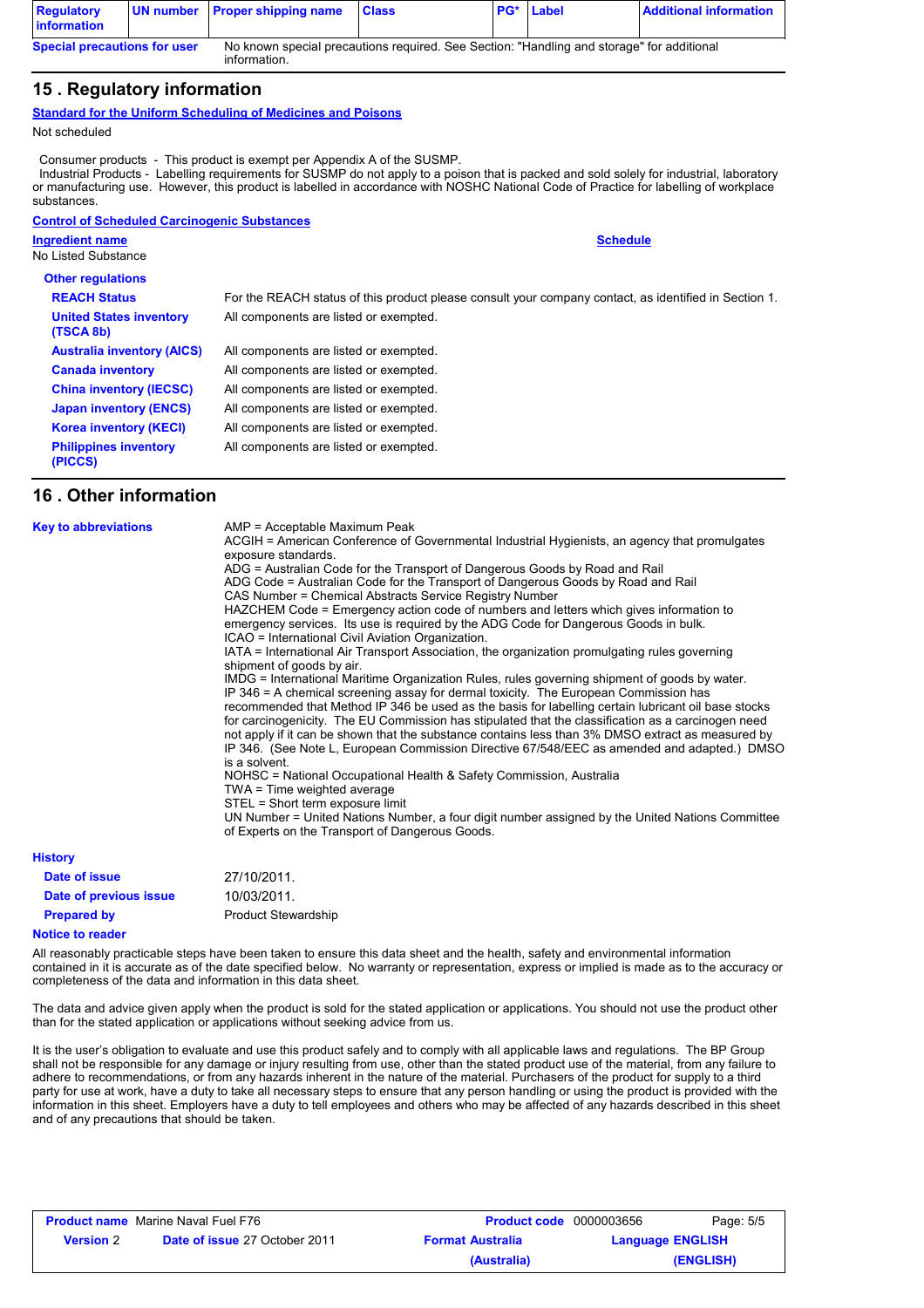| Regulatory information | UN number | Proper shipping name | Class | PG* | Label | Additional information |
|---|---|---|---|---|---|---|

**Special precautions for user** No known special precautions required. See Section: "Handling and storage" for additional information.

## 15 . Regulatory information

**Standard for the Uniform Scheduling of Medicines and Poisons**

Not scheduled

Consumer products - This product is exempt per Appendix A of the SUSMP.
Industrial Products - Labelling requirements for SUSMP do not apply to a poison that is packed and sold solely for industrial, laboratory or manufacturing use. However, this product is labelled in accordance with NOSHC National Code of Practice for labelling of workplace substances.

**Control of Scheduled Carcinogenic Substances**

| Ingredient name | Schedule |
|---|---|
| No Listed Substance | |

**Other regulations**

| | |
|---|---|
| **REACH Status** | For the REACH status of this product please consult your company contact, as identified in Section 1. |
| **United States inventory (TSCA 8b)** | All components are listed or exempted. |
| **Australia inventory (AICS)** | All components are listed or exempted. |
| **Canada inventory** | All components are listed or exempted. |
| **China inventory (IECSC)** | All components are listed or exempted. |
| **Japan inventory (ENCS)** | All components are listed or exempted. |
| **Korea inventory (KECI)** | All components are listed or exempted. |
| **Philippines inventory (PICCS)** | All components are listed or exempted. |

## 16 . Other information

**Key to abbreviations**

AMP = Acceptable Maximum Peak
ACGIH = American Conference of Governmental Industrial Hygienists, an agency that promulgates exposure standards.
ADG = Australian Code for the Transport of Dangerous Goods by Road and Rail
ADG Code = Australian Code for the Transport of Dangerous Goods by Road and Rail
CAS Number = Chemical Abstracts Service Registry Number
HAZCHEM Code = Emergency action code of numbers and letters which gives information to emergency services. Its use is required by the ADG Code for Dangerous Goods in bulk.
ICAO = International Civil Aviation Organization.
IATA = International Air Transport Association, the organization promulgating rules governing shipment of goods by air.
IMDG = International Maritime Organization Rules, rules governing shipment of goods by water.
IP 346 = A chemical screening assay for dermal toxicity. The European Commission has recommended that Method IP 346 be used as the basis for labelling certain lubricant oil base stocks for carcinogenicity. The EU Commission has stipulated that the classification as a carcinogen need not apply if it can be shown that the substance contains less than 3% DMSO extract as measured by IP 346. (See Note L, European Commission Directive 67/548/EEC as amended and adapted.) DMSO is a solvent.
NOHSC = National Occupational Health & Safety Commission, Australia
TWA = Time weighted average
STEL = Short term exposure limit
UN Number = United Nations Number, a four digit number assigned by the United Nations Committee of Experts on the Transport of Dangerous Goods.

**History**

| | |
|---|---|
| **Date of issue** | 27/10/2011. |
| **Date of previous issue** | 10/03/2011. |
| **Prepared by** | Product Stewardship |

**Notice to reader**

All reasonably practicable steps have been taken to ensure this data sheet and the health, safety and environmental information contained in it is accurate as of the date specified below. No warranty or representation, express or implied is made as to the accuracy or completeness of the data and information in this data sheet.

The data and advice given apply when the product is sold for the stated application or applications. You should not use the product other than for the stated application or applications without seeking advice from us.

It is the user's obligation to evaluate and use this product safely and to comply with all applicable laws and regulations. The BP Group shall not be responsible for any damage or injury resulting from use, other than the stated product use of the material, from any failure to adhere to recommendations, or from any hazards inherent in the nature of the material. Purchasers of the product for supply to a third party for use at work, have a duty to take all necessary steps to ensure that any person handling or using the product is provided with the information in this sheet. Employers have a duty to tell employees and others who may be affected of any hazards described in this sheet and of any precautions that should be taken.

| | | | |
|---|---|---|---|
| **Product name** Marine Naval Fuel F76 | | **Product code** 0000003656 | |
| **Version** 2 | **Date of issue** 27 October 2011 | **Format Australia (Australia)** | **Language ENGLISH (ENGLISH)** |